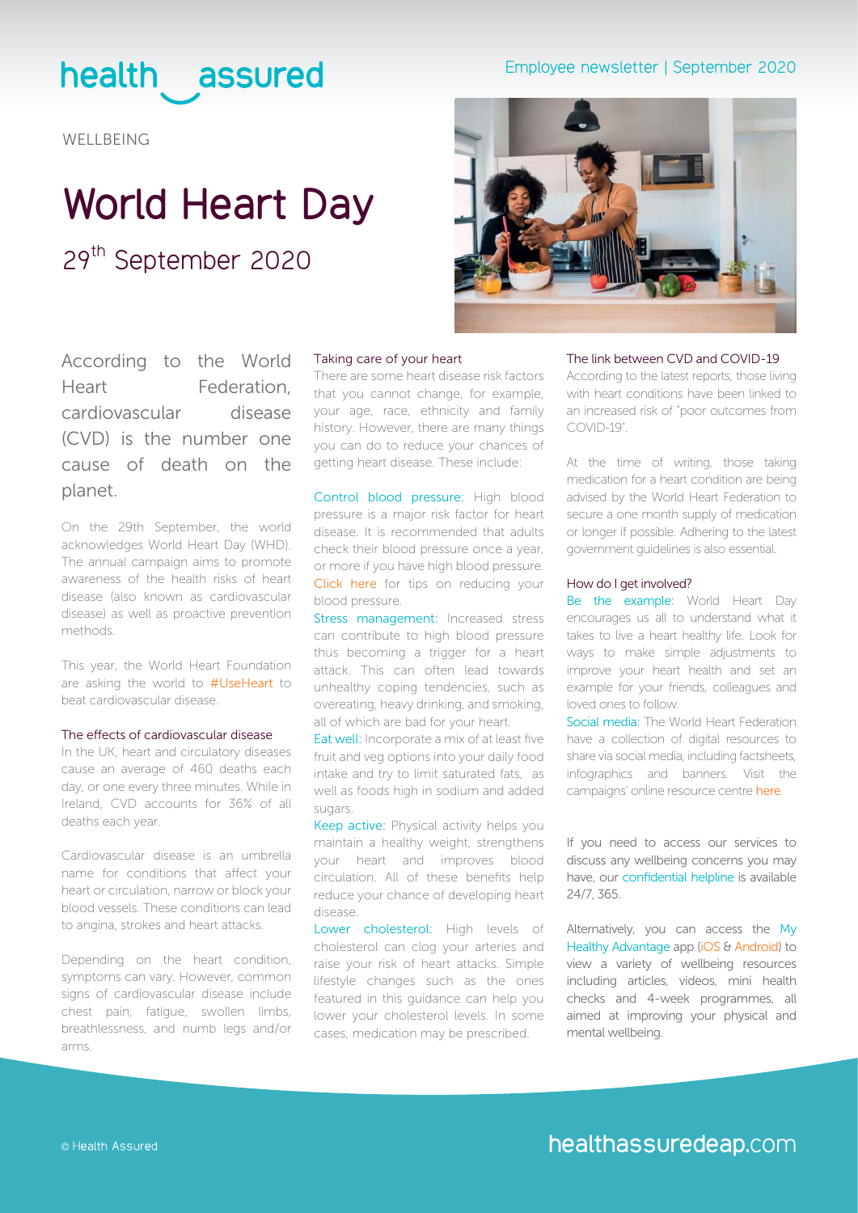health assured

Employee newsletter | September 2020

WELLBEING

# World Heart Day

## 29th September 2020

According to the World Heart Federation, cardiovascular disease (CVD) is the number one cause of death on the planet.

On the 29th September, the world acknowledges World Heart Day (WHD). The annual campaign aims to promote awareness of the health risks of heart disease (also known as cardiovascular disease) as well as proactive prevention methods.

This year, the World Heart Foundation are asking the world to #UseHeart to beat cardiovascular disease.

### The effects of cardiovascular disease

In the UK, heart and circulatory diseases cause an average of 460 deaths each day, or one every three minutes. While in Ireland, CVD accounts for 36% of all deaths each year.

Cardiovascular disease is an umbrella name for conditions that affect your heart or circulation, narrow or block your blood vessels. These conditions can lead to angina, strokes and heart attacks.

Depending on the heart condition, symptoms can vary. However, common signs of cardiovascular disease include chest pain, fatigue, swollen limbs, breathlessness, and numb legs and/or arms.

### Taking care of your heart

There are some heart disease risk factors that you cannot change, for example, your age, race, ethnicity and family history. However, there are many things you can do to reduce your chances of getting heart disease. These include:

Control blood pressure: High blood pressure is a major risk factor for heart disease. It is recommended that adults check their blood pressure once a year, or more if you have high blood pressure. Click here for tips on reducing your blood pressure.

Stress management: Increased stress can contribute to high blood pressure thus becoming a trigger for a heart attack. This can often lead towards unhealthy coping tendencies, such as overeating, heavy drinking, and smoking, all of which are bad for your heart.

Eat well: Incorporate a mix of at least five fruit and veg options into your daily food intake and try to limit saturated fats, as well as foods high in sodium and added sugars.

Keep active: Physical activity helps you maintain a healthy weight, strengthens your heart and improves blood circulation. All of these benefits help reduce your chance of developing heart disease.

Lower cholesterol: High levels of cholesterol can clog your arteries and raise your risk of heart attacks. Simple lifestyle changes such as the ones featured in this guidance can help you lower your cholesterol levels. In some cases, medication may be prescribed.

### The link between CVD and COVID-19

According to the latest reports, those living with heart conditions have been linked to an increased risk of "poor outcomes from COVID-19".

At the time of writing, those taking medication for a heart condition are being advised by the World Heart Federation to secure a one month supply of medication or longer if possible. Adhering to the latest government guidelines is also essential.

### How do I get involved?

Be the example: World Heart Day encourages us all to understand what it takes to live a heart healthy life. Look for ways to make simple adjustments to improve your heart health and set an example for your friends, colleagues and loved ones to follow.

Social media: The World Heart Federation have a collection of digital resources to share via social media, including factsheets, infographics and banners. Visit the campaigns' online resource centre here.

If you need to access our services to discuss any wellbeing concerns you may have, our confidential helpline is available 24/7, 365.

Alternatively, you can access the My Healthy Advantage app (iOS & Android) to view a variety of wellbeing resources including articles, videos, mini health checks and 4-week programmes, all aimed at improving your physical and mental wellbeing.

© Health Assured

healthassuredeap.com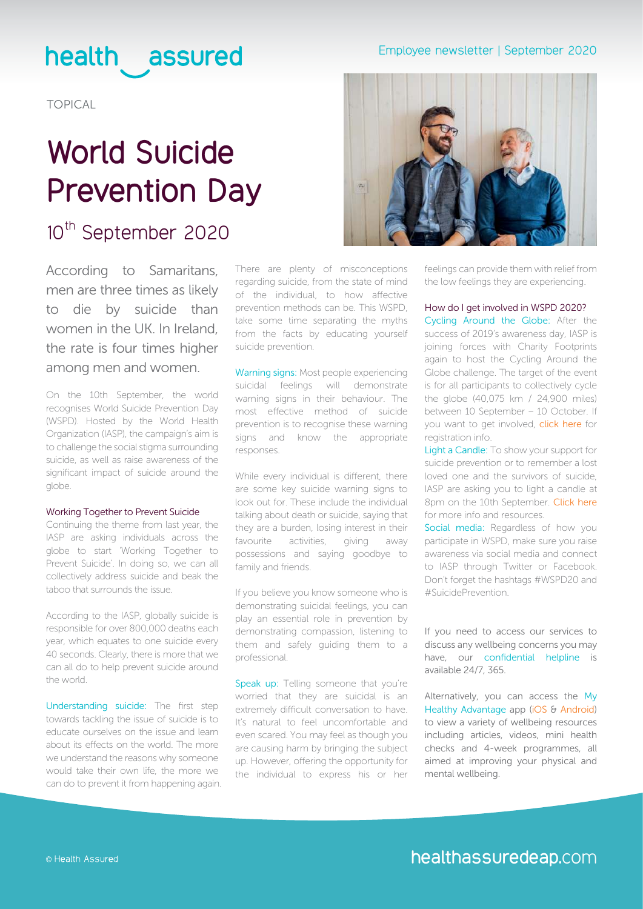TOPICAL

# World Suicide Prevention Day

## 10th September 2020

According to Samaritans, men are three times as likely to die by suicide than women in the UK. In Ireland, the rate is four times higher among men and women.

On the 10th September, the world recognises World Suicide Prevention Day (WSPD). Hosted by the World Health Organization (IASP), the campaign's aim is to challenge the social stigma surrounding suicide, as well as raise awareness of the significant impact of suicide around the globe.

### Working Together to Prevent Suicide

Continuing the theme from last year, the IASP are asking individuals across the globe to start 'Working Together to Prevent Suicide'. In doing so, we can all collectively address suicide and beak the taboo that surrounds the issue.

According to the IASP, globally suicide is responsible for over 800,000 deaths each year, which equates to one suicide every 40 seconds. Clearly, there is more that we can all do to help prevent suicide around the world.

Understanding suicide: The first step towards tackling the issue of suicide is to educate ourselves on the issue and learn about its effects on the world. The more we understand the reasons why someone would take their own life, the more we can do to prevent it from happening again. There are plenty of misconceptions regarding suicide, from the state of mind of the individual, to how affective prevention methods can be. This WSPD, take some time separating the myths from the facts by educating yourself suicide prevention.

Warning signs: Most people experiencing suicidal feelings will demonstrate warning signs in their behaviour. The most effective method of suicide prevention is to recognise these warning signs and know the appropriate responses.

While every individual is different, there are some key suicide warning signs to look out for. These include the individual talking about death or suicide, saying that they are a burden, losing interest in their favourite activities, giving away possessions and saying goodbye to family and friends.

If you believe you know someone who is demonstrating suicidal feelings, you can play an essential role in prevention by demonstrating compassion, listening to them and safely guiding them to a professional.

Speak up: Telling someone that you're worried that they are suicidal is an extremely difficult conversation to have. It's natural to feel uncomfortable and even scared. You may feel as though you are causing harm by bringing the subject up. However, offering the opportunity for the individual to express his or her feelings can provide them with relief from the low feelings they are experiencing.

### How do I get involved in WSPD 2020?

Cycling Around the Globe: After the success of 2019's awareness day, IASP is joining forces with Charity Footprints again to host the Cycling Around the Globe challenge. The target of the event is for all participants to collectively cycle the globe (40,075 km / 24,900 miles) between 10 September – 10 October. If you want to get involved, click here for registration info.

Light a Candle: To show your support for suicide prevention or to remember a lost loved one and the survivors of suicide, IASP are asking you to light a candle at 8pm on the 10th September. Click here for more info and resources.

Social media: Regardless of how you participate in WSPD, make sure you raise awareness via social media and connect to IASP through Twitter or Facebook. Don't forget the hashtags #WSPD20 and #SuicidePrevention.

If you need to access our services to discuss any wellbeing concerns you may have, our confidential helpline is available 24/7, 365.

Alternatively, you can access the My Healthy Advantage app (iOS & Android) to view a variety of wellbeing resources including articles, videos, mini health checks and 4-week programmes, all aimed at improving your physical and mental wellbeing.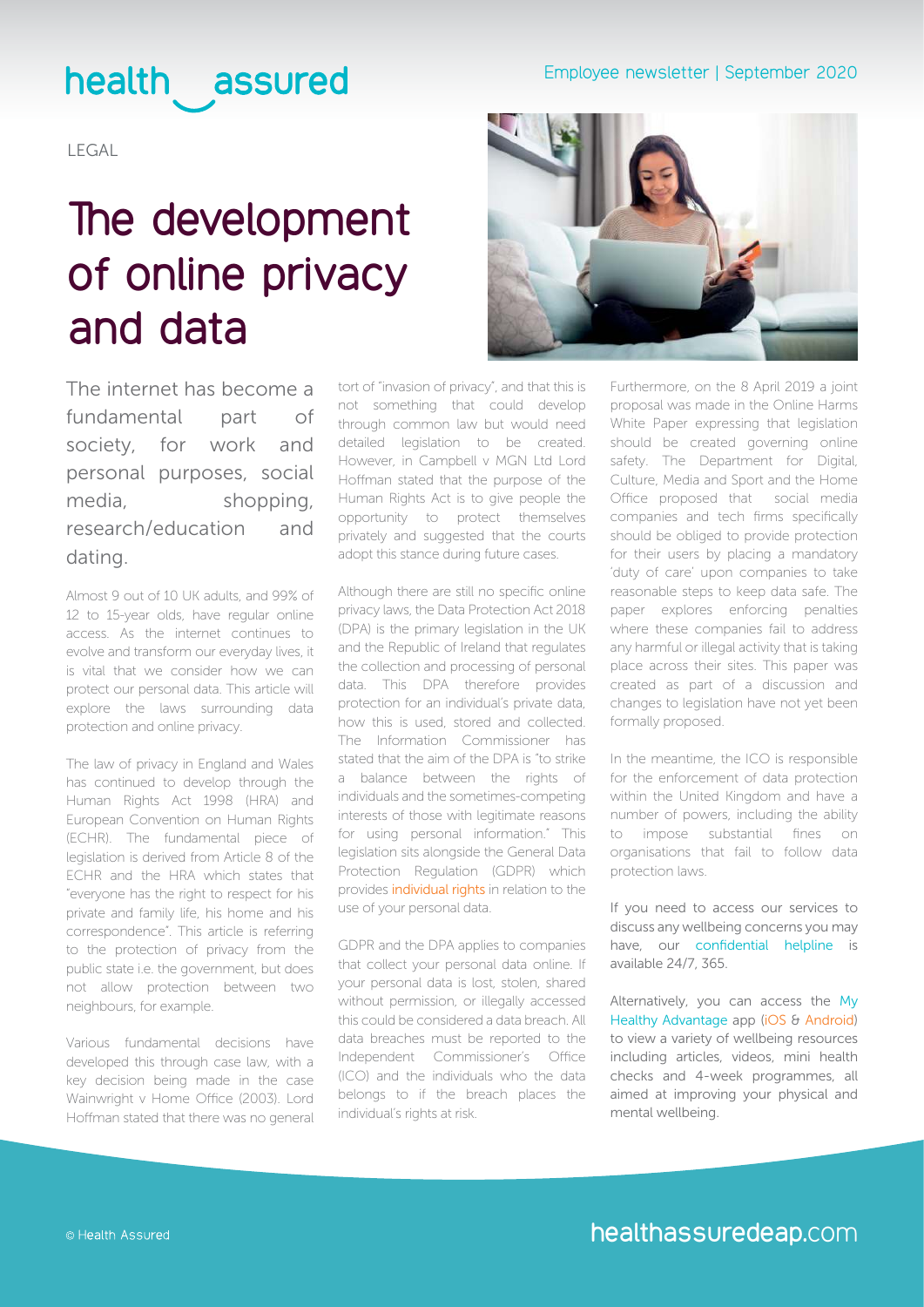LEGAL

# The development of online privacy and data

The internet has become a fundamental part of society, for work and personal purposes, social media, shopping, research/education and dating.

Almost 9 out of 10 UK adults, and 99% of 12 to 15-year olds, have regular online access. As the internet continues to evolve and transform our everyday lives, it is vital that we consider how we can protect our personal data. This article will explore the laws surrounding data protection and online privacy.

The law of privacy in England and Wales has continued to develop through the Human Rights Act 1998 (HRA) and European Convention on Human Rights (ECHR). The fundamental piece of legislation is derived from Article 8 of the ECHR and the HRA which states that "everyone has the right to respect for his private and family life, his home and his correspondence". This article is referring to the protection of privacy from the public state i.e. the government, but does not allow protection between two neighbours, for example.

Various fundamental decisions have developed this through case law, with a key decision being made in the case Wainwright v Home Office (2003). Lord Hoffman stated that there was no general tort of "invasion of privacy", and that this is not something that could develop through common law but would need detailed legislation to be created. However, in Campbell v MGN Ltd Lord Hoffman stated that the purpose of the Human Rights Act is to give people the opportunity to protect themselves privately and suggested that the courts adopt this stance during future cases.

Although there are still no specific online privacy laws, the Data Protection Act 2018 (DPA) is the primary legislation in the UK and the Republic of Ireland that regulates the collection and processing of personal data. This DPA therefore provides protection for an individual's private data, how this is used, stored and collected. The Information Commissioner has stated that the aim of the DPA is "to strike a balance between the rights of individuals and the sometimes-competing interests of those with legitimate reasons for using personal information." This legislation sits alongside the General Data Protection Regulation (GDPR) which provides individual rights in relation to the use of your personal data.

GDPR and the DPA applies to companies that collect your personal data online. If your personal data is lost, stolen, shared without permission, or illegally accessed this could be considered a data breach. All data breaches must be reported to the Independent Commissioner's Office (ICO) and the individuals who the data belongs to if the breach places the individual's rights at risk.

Furthermore, on the 8 April 2019 a joint proposal was made in the Online Harms White Paper expressing that legislation should be created governing online safety. The Department for Digital, Culture, Media and Sport and the Home Office proposed that social media companies and tech firms specifically should be obliged to provide protection for their users by placing a mandatory 'duty of care' upon companies to take reasonable steps to keep data safe. The paper explores enforcing penalties where these companies fail to address any harmful or illegal activity that is taking place across their sites. This paper was created as part of a discussion and changes to legislation have not yet been formally proposed.

In the meantime, the ICO is responsible for the enforcement of data protection within the United Kingdom and have a number of powers, including the ability to impose substantial fines on organisations that fail to follow data protection laws.

If you need to access our services to discuss any wellbeing concerns you may have, our confidential helpline is available 24/7, 365.

Alternatively, you can access the My Healthy Advantage app (iOS & Android) to view a variety of wellbeing resources including articles, videos, mini health checks and 4-week programmes, all aimed at improving your physical and mental wellbeing.